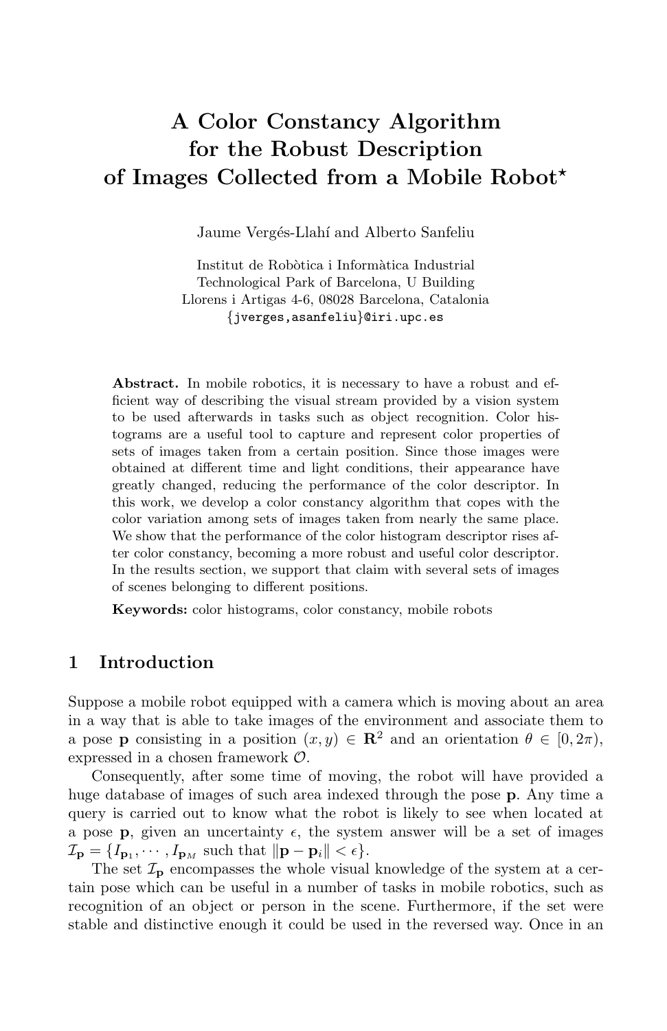# A Color Constancy Algorithm for the Robust Description of Images Collected from a Mobile Robot*

Jaume Vergés-Llahí and Alberto Sanfeliu

Institut de Robòtica i Informàtica Industrial
Technological Park of Barcelona, U Building
Llorens i Artigas 4-6, 08028 Barcelona, Catalonia
{jverges,asanfeliu}@iri.upc.es

**Abstract.** In mobile robotics, it is necessary to have a robust and efficient way of describing the visual stream provided by a vision system to be used afterwards in tasks such as object recognition. Color histograms are a useful tool to capture and represent color properties of sets of images taken from a certain position. Since those images were obtained at different time and light conditions, their appearance have greatly changed, reducing the performance of the color descriptor. In this work, we develop a color constancy algorithm that copes with the color variation among sets of images taken from nearly the same place. We show that the performance of the color histogram descriptor rises after color constancy, becoming a more robust and useful color descriptor. In the results section, we support that claim with several sets of images of scenes belonging to different positions.

**Keywords:** color histograms, color constancy, mobile robots

## 1 Introduction

Suppose a mobile robot equipped with a camera which is moving about an area in a way that is able to take images of the environment and associate them to a pose $\mathbf{p}$ consisting in a position $(x, y) \in \mathbf{R}^2$ and an orientation $\theta \in [0, 2\pi)$, expressed in a chosen framework $\mathcal{O}$.

Consequently, after some time of moving, the robot will have provided a huge database of images of such area indexed through the pose $\mathbf{p}$. Any time a query is carried out to know what the robot is likely to see when located at a pose $\mathbf{p}$, given an uncertainty $\epsilon$, the system answer will be a set of images $\mathcal{I}_{\mathbf{p}} = \{I_{\mathbf{p}_1}, \cdots, I_{\mathbf{p}_M}$ such that $\|\mathbf{p} - \mathbf{p}_i\| < \epsilon\}$.

The set $\mathcal{I}_{\mathbf{p}}$ encompasses the whole visual knowledge of the system at a certain pose which can be useful in a number of tasks in mobile robotics, such as recognition of an object or person in the scene. Furthermore, if the set were stable and distinctive enough it could be used in the reversed way. Once in an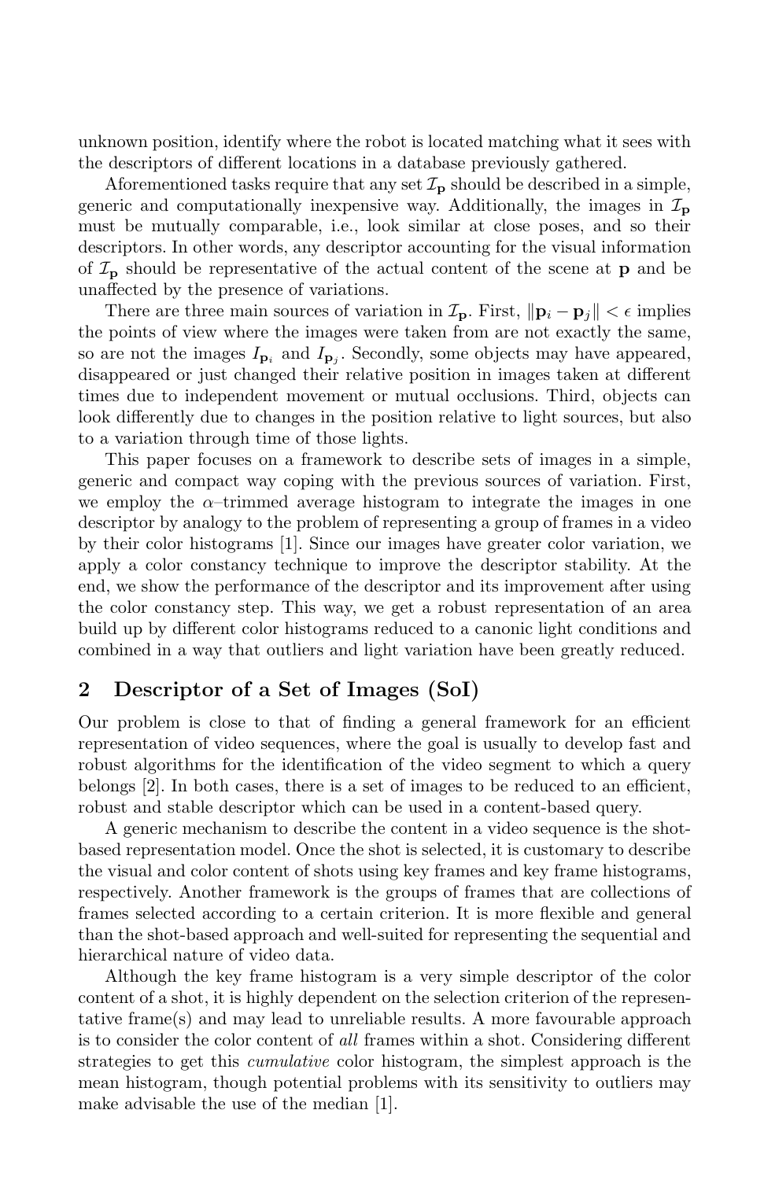unknown position, identify where the robot is located matching what it sees with the descriptors of different locations in a database previously gathered.

Aforementioned tasks require that any set $\mathcal{I}_{\mathbf{p}}$ should be described in a simple, generic and computationally inexpensive way. Additionally, the images in $\mathcal{I}_{\mathbf{p}}$ must be mutually comparable, i.e., look similar at close poses, and so their descriptors. In other words, any descriptor accounting for the visual information of $\mathcal{I}_{\mathbf{p}}$ should be representative of the actual content of the scene at $\mathbf{p}$ and be unaffected by the presence of variations.

There are three main sources of variation in $\mathcal{I}_{\mathbf{p}}$. First, $\|\mathbf{p}_i - \mathbf{p}_j\| < \epsilon$ implies the points of view where the images were taken from are not exactly the same, so are not the images $I_{\mathbf{p}_i}$ and $I_{\mathbf{p}_j}$. Secondly, some objects may have appeared, disappeared or just changed their relative position in images taken at different times due to independent movement or mutual occlusions. Third, objects can look differently due to changes in the position relative to light sources, but also to a variation through time of those lights.

This paper focuses on a framework to describe sets of images in a simple, generic and compact way coping with the previous sources of variation. First, we employ the $\alpha$–trimmed average histogram to integrate the images in one descriptor by analogy to the problem of representing a group of frames in a video by their color histograms [1]. Since our images have greater color variation, we apply a color constancy technique to improve the descriptor stability. At the end, we show the performance of the descriptor and its improvement after using the color constancy step. This way, we get a robust representation of an area build up by different color histograms reduced to a canonic light conditions and combined in a way that outliers and light variation have been greatly reduced.

## 2 Descriptor of a Set of Images (SoI)

Our problem is close to that of finding a general framework for an efficient representation of video sequences, where the goal is usually to develop fast and robust algorithms for the identification of the video segment to which a query belongs [2]. In both cases, there is a set of images to be reduced to an efficient, robust and stable descriptor which can be used in a content-based query.

A generic mechanism to describe the content in a video sequence is the shot-based representation model. Once the shot is selected, it is customary to describe the visual and color content of shots using key frames and key frame histograms, respectively. Another framework is the groups of frames that are collections of frames selected according to a certain criterion. It is more flexible and general than the shot-based approach and well-suited for representing the sequential and hierarchical nature of video data.

Although the key frame histogram is a very simple descriptor of the color content of a shot, it is highly dependent on the selection criterion of the representative frame(s) and may lead to unreliable results. A more favourable approach is to consider the color content of *all* frames within a shot. Considering different strategies to get this *cumulative* color histogram, the simplest approach is the mean histogram, though potential problems with its sensitivity to outliers may make advisable the use of the median [1].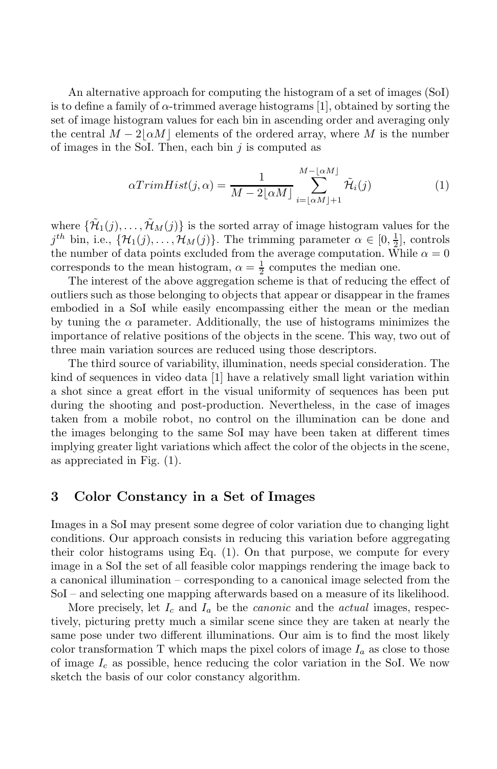An alternative approach for computing the histogram of a set of images (SoI) is to define a family of $\alpha$-trimmed average histograms [1], obtained by sorting the set of image histogram values for each bin in ascending order and averaging only the central $M - 2\lfloor \alpha M \rfloor$ elements of the ordered array, where $M$ is the number of images in the SoI. Then, each bin $j$ is computed as

$$\alpha TrimHist(j, \alpha) = \frac{1}{M - 2\lfloor \alpha M \rfloor} \sum_{i=\lfloor \alpha M \rfloor + 1}^{M - \lfloor \alpha M \rfloor} \tilde{\mathcal{H}}_i(j) \tag{1}$$

where $\{\tilde{\mathcal{H}}_1(j), \ldots, \tilde{\mathcal{H}}_M(j)\}$ is the sorted array of image histogram values for the $j^{th}$ bin, i.e., $\{\mathcal{H}_1(j), \ldots, \mathcal{H}_M(j)\}$. The trimming parameter $\alpha \in [0, \frac{1}{2}]$, controls the number of data points excluded from the average computation. While $\alpha = 0$ corresponds to the mean histogram, $\alpha = \frac{1}{2}$ computes the median one.

The interest of the above aggregation scheme is that of reducing the effect of outliers such as those belonging to objects that appear or disappear in the frames embodied in a SoI while easily encompassing either the mean or the median by tuning the $\alpha$ parameter. Additionally, the use of histograms minimizes the importance of relative positions of the objects in the scene. This way, two out of three main variation sources are reduced using those descriptors.

The third source of variability, illumination, needs special consideration. The kind of sequences in video data [1] have a relatively small light variation within a shot since a great effort in the visual uniformity of sequences has been put during the shooting and post-production. Nevertheless, in the case of images taken from a mobile robot, no control on the illumination can be done and the images belonging to the same SoI may have been taken at different times implying greater light variations which affect the color of the objects in the scene, as appreciated in Fig. (1).

## 3 Color Constancy in a Set of Images

Images in a SoI may present some degree of color variation due to changing light conditions. Our approach consists in reducing this variation before aggregating their color histograms using Eq. (1). On that purpose, we compute for every image in a SoI the set of all feasible color mappings rendering the image back to a canonical illumination – corresponding to a canonical image selected from the SoI – and selecting one mapping afterwards based on a measure of its likelihood.

More precisely, let $I_c$ and $I_a$ be the *canonic* and the *actual* images, respectively, picturing pretty much a similar scene since they are taken at nearly the same pose under two different illuminations. Our aim is to find the most likely color transformation T which maps the pixel colors of image $I_a$ as close to those of image $I_c$ as possible, hence reducing the color variation in the SoI. We now sketch the basis of our color constancy algorithm.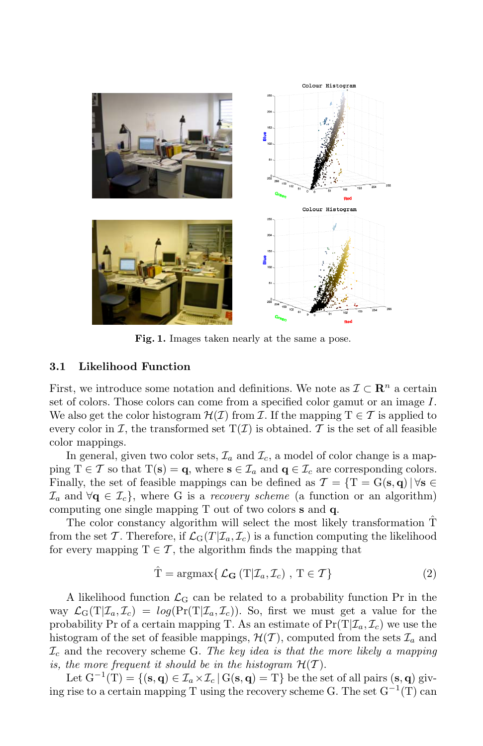Fig. 1. Images taken nearly at the same a pose.

### 3.1 Likelihood Function

First, we introduce some notation and definitions. We note as $\mathcal{I} \subset \mathbf{R}^n$ a certain set of colors. Those colors can come from a specified color gamut or an image $I$. We also get the color histogram $\mathcal{H}(\mathcal{I})$ from $\mathcal{I}$. If the mapping $\mathrm{T} \in \mathcal{T}$ is applied to every color in $\mathcal{I}$, the transformed set $\mathrm{T}(\mathcal{I})$ is obtained. $\mathcal{T}$ is the set of all feasible color mappings.

In general, given two color sets, $\mathcal{I}_a$ and $\mathcal{I}_c$, a model of color change is a mapping $\mathrm{T} \in \mathcal{T}$ so that $\mathrm{T}(\mathbf{s}) = \mathbf{q}$, where $\mathbf{s} \in \mathcal{I}_a$ and $\mathbf{q} \in \mathcal{I}_c$ are corresponding colors. Finally, the set of feasible mappings can be defined as $\mathcal{T} = \{\mathrm{T} = \mathrm{G}(\mathbf{s}, \mathbf{q}) \,|\, \forall \mathbf{s} \in \mathcal{I}_a \text{ and } \forall \mathbf{q} \in \mathcal{I}_c\}$, where G is a *recovery scheme* (a function or an algorithm) computing one single mapping T out of two colors $\mathbf{s}$ and $\mathbf{q}$.

The color constancy algorithm will select the most likely transformation $\hat{\mathrm{T}}$ from the set $\mathcal{T}$. Therefore, if $\mathcal{L}_{\mathrm{G}}(T|\mathcal{I}_a, \mathcal{I}_c)$ is a function computing the likelihood for every mapping $\mathrm{T} \in \mathcal{T}$, the algorithm finds the mapping that

$$\hat{\mathrm{T}} = \operatorname{argmax}\{\, \mathcal{L}_{\mathbf{G}}\left(\mathrm{T}|\mathcal{I}_a, \mathcal{I}_c\right) \,,\, \mathrm{T} \in \mathcal{T}\} \tag{2}$$

A likelihood function $\mathcal{L}_{\mathrm{G}}$ can be related to a probability function Pr in the way $\mathcal{L}_{\mathrm{G}}(\mathrm{T}|\mathcal{I}_a, \mathcal{I}_c) = log(\Pr(\mathrm{T}|\mathcal{I}_a, \mathcal{I}_c))$. So, first we must get a value for the probability Pr of a certain mapping T. As an estimate of $\Pr(\mathrm{T}|\mathcal{I}_a, \mathcal{I}_c)$ we use the histogram of the set of feasible mappings, $\mathcal{H}(\mathcal{T})$, computed from the sets $\mathcal{I}_a$ and $\mathcal{I}_c$ and the recovery scheme G. *The key idea is that the more likely a mapping is, the more frequent it should be in the histogram* $\mathcal{H}(\mathcal{T})$.

Let $\mathrm{G}^{-1}(\mathrm{T}) = \{(\mathbf{s}, \mathbf{q}) \in \mathcal{I}_a \times \mathcal{I}_c \,|\, \mathrm{G}(\mathbf{s}, \mathbf{q}) = \mathrm{T}\}$ be the set of all pairs $(\mathbf{s}, \mathbf{q})$ giving rise to a certain mapping T using the recovery scheme G. The set $\mathrm{G}^{-1}(\mathrm{T})$ can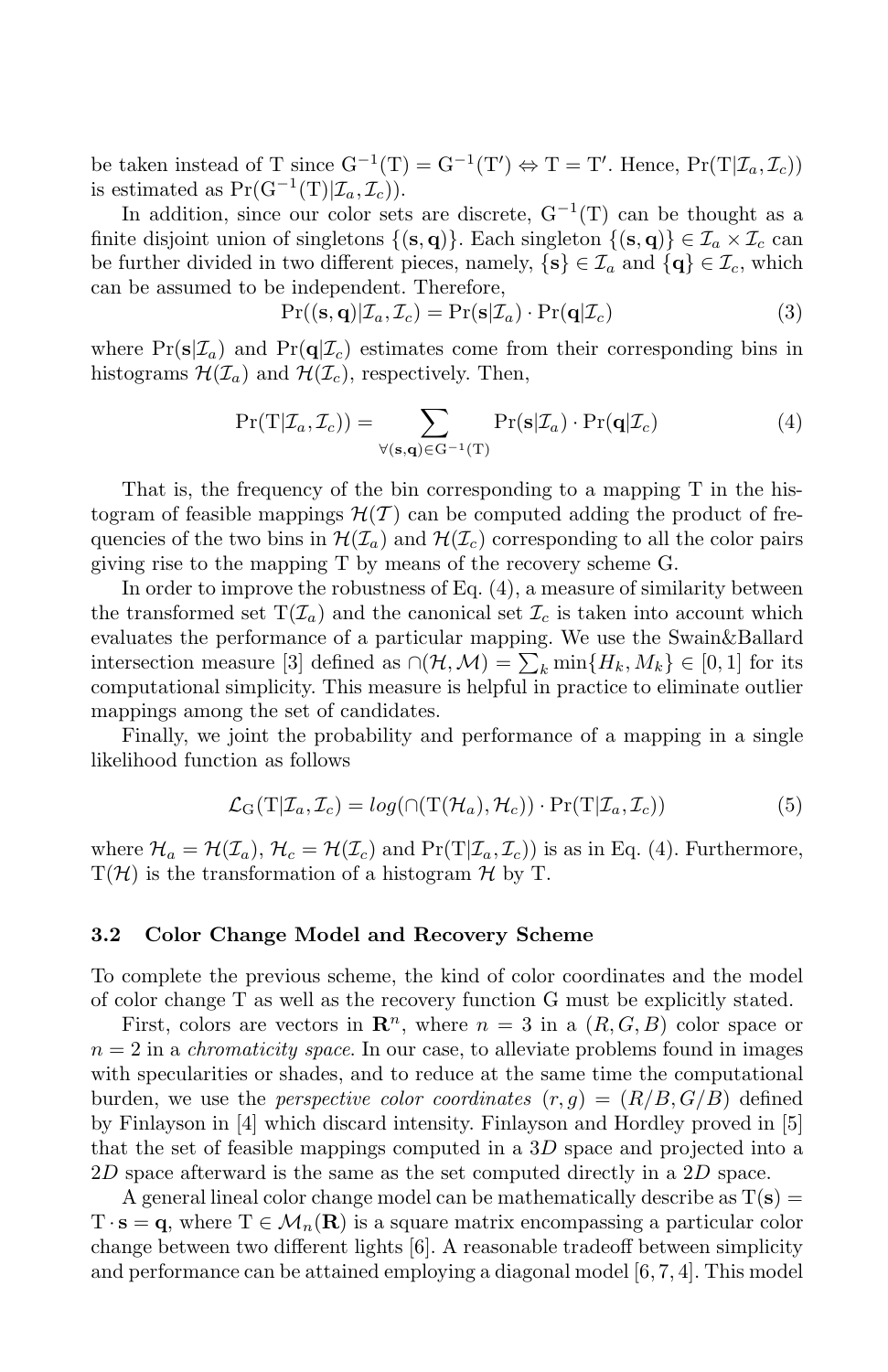be taken instead of T since $\mathrm{G}^{-1}(\mathrm{T}) = \mathrm{G}^{-1}(\mathrm{T}') \Leftrightarrow \mathrm{T} = \mathrm{T}'$. Hence, $\Pr(\mathrm{T}|\mathcal{I}_a, \mathcal{I}_c))$ is estimated as $\Pr(\mathrm{G}^{-1}(\mathrm{T})|\mathcal{I}_a, \mathcal{I}_c))$.

In addition, since our color sets are discrete, $\mathrm{G}^{-1}(\mathrm{T})$ can be thought as a finite disjoint union of singletons $\{(\mathbf{s}, \mathbf{q})\}$. Each singleton $\{(\mathbf{s}, \mathbf{q})\} \in \mathcal{I}_a \times \mathcal{I}_c$ can be further divided in two different pieces, namely, $\{\mathbf{s}\} \in \mathcal{I}_a$ and $\{\mathbf{q}\} \in \mathcal{I}_c$, which can be assumed to be independent. Therefore,

$$\Pr((\mathbf{s}, \mathbf{q})|\mathcal{I}_a, \mathcal{I}_c) = \Pr(\mathbf{s}|\mathcal{I}_a) \cdot \Pr(\mathbf{q}|\mathcal{I}_c) \tag{3}$$

where $\Pr(\mathbf{s}|\mathcal{I}_a)$ and $\Pr(\mathbf{q}|\mathcal{I}_c)$ estimates come from their corresponding bins in histograms $\mathcal{H}(\mathcal{I}_a)$ and $\mathcal{H}(\mathcal{I}_c)$, respectively. Then,

$$\Pr(\mathrm{T}|\mathcal{I}_a, \mathcal{I}_c)) = \sum_{\forall (\mathbf{s}, \mathbf{q}) \in \mathrm{G}^{-1}(\mathrm{T})} \Pr(\mathbf{s}|\mathcal{I}_a) \cdot \Pr(\mathbf{q}|\mathcal{I}_c) \tag{4}$$

That is, the frequency of the bin corresponding to a mapping T in the histogram of feasible mappings $\mathcal{H}(\mathcal{T})$ can be computed adding the product of frequencies of the two bins in $\mathcal{H}(\mathcal{I}_a)$ and $\mathcal{H}(\mathcal{I}_c)$ corresponding to all the color pairs giving rise to the mapping T by means of the recovery scheme G.

In order to improve the robustness of Eq. (4), a measure of similarity between the transformed set $\mathrm{T}(\mathcal{I}_a)$ and the canonical set $\mathcal{I}_c$ is taken into account which evaluates the performance of a particular mapping. We use the Swain&Ballard intersection measure [3] defined as $\cap(\mathcal{H}, \mathcal{M}) = \sum_k \min\{H_k, M_k\} \in [0, 1]$ for its computational simplicity. This measure is helpful in practice to eliminate outlier mappings among the set of candidates.

Finally, we joint the probability and performance of a mapping in a single likelihood function as follows

$$\mathcal{L}_{\mathrm{G}}(\mathrm{T}|\mathcal{I}_a, \mathcal{I}_c) = log(\cap(\mathrm{T}(\mathcal{H}_a), \mathcal{H}_c)) \cdot \Pr(\mathrm{T}|\mathcal{I}_a, \mathcal{I}_c)) \tag{5}$$

where $\mathcal{H}_a = \mathcal{H}(\mathcal{I}_a)$, $\mathcal{H}_c = \mathcal{H}(\mathcal{I}_c)$ and $\Pr(\mathrm{T}|\mathcal{I}_a, \mathcal{I}_c))$ is as in Eq. (4). Furthermore, $\mathrm{T}(\mathcal{H})$ is the transformation of a histogram $\mathcal{H}$ by T.

### 3.2 Color Change Model and Recovery Scheme

To complete the previous scheme, the kind of color coordinates and the model of color change T as well as the recovery function G must be explicitly stated.

First, colors are vectors in $\mathbf{R}^n$, where $n = 3$ in a $(R, G, B)$ color space or $n = 2$ in a *chromaticity space*. In our case, to alleviate problems found in images with specularities or shades, and to reduce at the same time the computational burden, we use the *perspective color coordinates* $(r, g) = (R/B, G/B)$ defined by Finlayson in [4] which discard intensity. Finlayson and Hordley proved in [5] that the set of feasible mappings computed in a $3D$ space and projected into a $2D$ space afterward is the same as the set computed directly in a $2D$ space.

A general lineal color change model can be mathematically describe as $\mathrm{T}(\mathbf{s}) = \mathrm{T} \cdot \mathbf{s} = \mathbf{q}$, where $\mathrm{T} \in \mathcal{M}_n(\mathbf{R})$ is a square matrix encompassing a particular color change between two different lights [6]. A reasonable tradeoff between simplicity and performance can be attained employing a diagonal model [6, 7, 4]. This model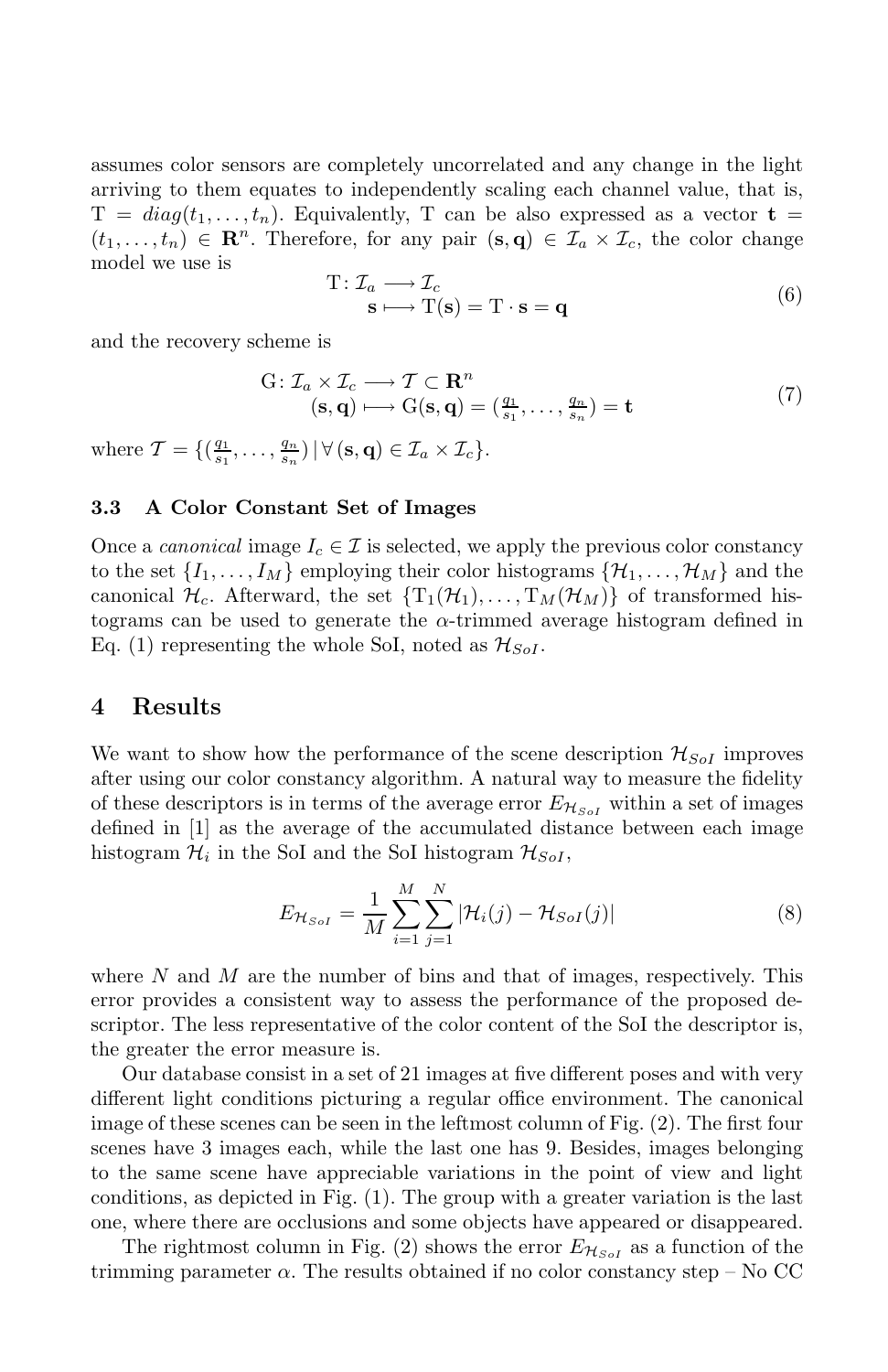assumes color sensors are completely uncorrelated and any change in the light arriving to them equates to independently scaling each channel value, that is, $\mathrm{T} = diag(t_1, \ldots, t_n)$. Equivalently, T can be also expressed as a vector $\mathbf{t} = (t_1, \ldots, t_n) \in \mathbf{R}^n$. Therefore, for any pair $(\mathbf{s}, \mathbf{q}) \in \mathcal{I}_a \times \mathcal{I}_c$, the color change model we use is

$$
\begin{aligned}
\mathrm{T} \colon \mathcal{I}_a &\longrightarrow \mathcal{I}_c \\
\mathbf{s} &\longmapsto \mathrm{T}(\mathbf{s}) = \mathrm{T} \cdot \mathbf{s} = \mathbf{q}
\end{aligned}
\tag{6}
$$

and the recovery scheme is

$$
\begin{aligned}
\mathrm{G} \colon \mathcal{I}_a \times \mathcal{I}_c &\longrightarrow \mathcal{T} \subset \mathbf{R}^n \\
(\mathbf{s}, \mathbf{q}) &\longmapsto \mathrm{G}(\mathbf{s}, \mathbf{q}) = (\tfrac{q_1}{s_1}, \ldots, \tfrac{q_n}{s_n}) = \mathbf{t}
\end{aligned}
\tag{7}
$$

where $\mathcal{T} = \{(\frac{q_1}{s_1}, \ldots, \frac{q_n}{s_n}) \,|\, \forall\, (\mathbf{s}, \mathbf{q}) \in \mathcal{I}_a \times \mathcal{I}_c\}$.

### 3.3 A Color Constant Set of Images

Once a *canonical* image $I_c \in \mathcal{I}$ is selected, we apply the previous color constancy to the set $\{I_1, \ldots, I_M\}$ employing their color histograms $\{\mathcal{H}_1, \ldots, \mathcal{H}_M\}$ and the canonical $\mathcal{H}_c$. Afterward, the set $\{\mathrm{T}_1(\mathcal{H}_1), \ldots, \mathrm{T}_M(\mathcal{H}_M)\}$ of transformed histograms can be used to generate the $\alpha$-trimmed average histogram defined in Eq. (1) representing the whole SoI, noted as $\mathcal{H}_{SoI}$.

## 4 Results

We want to show how the performance of the scene description $\mathcal{H}_{SoI}$ improves after using our color constancy algorithm. A natural way to measure the fidelity of these descriptors is in terms of the average error $E_{\mathcal{H}_{SoI}}$ within a set of images defined in [1] as the average of the accumulated distance between each image histogram $\mathcal{H}_i$ in the SoI and the SoI histogram $\mathcal{H}_{SoI}$,

$$
E_{\mathcal{H}_{SoI}} = \frac{1}{M} \sum_{i=1}^{M} \sum_{j=1}^{N} |\mathcal{H}_i(j) - \mathcal{H}_{SoI}(j)| \tag{8}
$$

where $N$ and $M$ are the number of bins and that of images, respectively. This error provides a consistent way to assess the performance of the proposed descriptor. The less representative of the color content of the SoI the descriptor is, the greater the error measure is.

Our database consist in a set of 21 images at five different poses and with very different light conditions picturing a regular office environment. The canonical image of these scenes can be seen in the leftmost column of Fig. (2). The first four scenes have 3 images each, while the last one has 9. Besides, images belonging to the same scene have appreciable variations in the point of view and light conditions, as depicted in Fig. (1). The group with a greater variation is the last one, where there are occlusions and some objects have appeared or disappeared.

The rightmost column in Fig. (2) shows the error $E_{\mathcal{H}_{SoI}}$ as a function of the trimming parameter $\alpha$. The results obtained if no color constancy step – No CC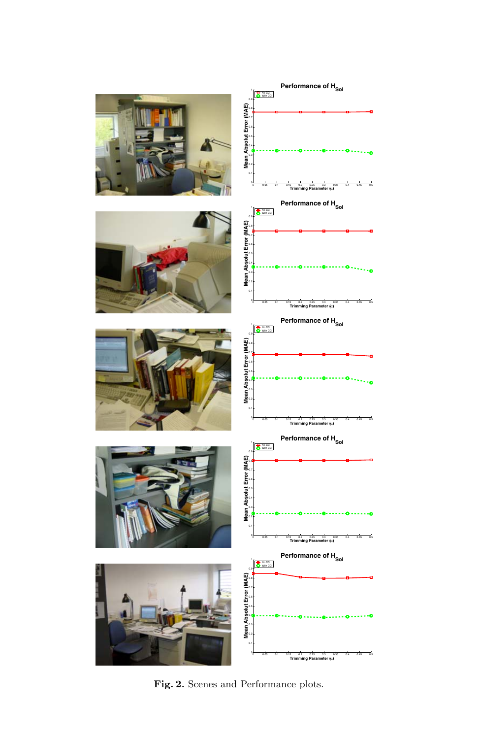**Fig. 2.** Scenes and Performance plots.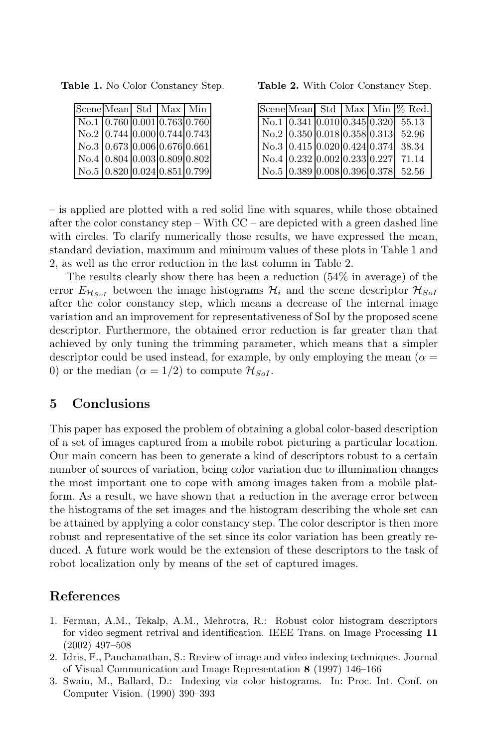**Table 1.** No Color Constancy Step.

| Scene | Mean | Std | Max | Min |
|---|---|---|---|---|
| No.1 | 0.760 | 0.001 | 0.763 | 0.760 |
| No.2 | 0.744 | 0.000 | 0.744 | 0.743 |
| No.3 | 0.673 | 0.006 | 0.676 | 0.661 |
| No.4 | 0.804 | 0.003 | 0.809 | 0.802 |
| No.5 | 0.820 | 0.024 | 0.851 | 0.799 |

**Table 2.** With Color Constancy Step.

| Scene | Mean | Std | Max | Min | % Red. |
|---|---|---|---|---|---|
| No.1 | 0.341 | 0.010 | 0.345 | 0.320 | 55.13 |
| No.2 | 0.350 | 0.018 | 0.358 | 0.313 | 52.96 |
| No.3 | 0.415 | 0.020 | 0.424 | 0.374 | 38.34 |
| No.4 | 0.232 | 0.002 | 0.233 | 0.227 | 71.14 |
| No.5 | 0.389 | 0.008 | 0.396 | 0.378 | 52.56 |

– is applied are plotted with a red solid line with squares, while those obtained after the color constancy step – With CC – are depicted with a green dashed line with circles. To clarify numerically those results, we have expressed the mean, standard deviation, maximum and minimum values of these plots in Table 1 and 2, as well as the error reduction in the last column in Table 2.

The results clearly show there has been a reduction (54% in average) of the error $E_{\mathcal{H}_{SoI}}$ between the image histograms $\mathcal{H}_i$ and the scene descriptor $\mathcal{H}_{SoI}$ after the color constancy step, which means a decrease of the internal image variation and an improvement for representativeness of SoI by the proposed scene descriptor. Furthermore, the obtained error reduction is far greater than that achieved by only tuning the trimming parameter, which means that a simpler descriptor could be used instead, for example, by only employing the mean ($\alpha = 0$) or the median ($\alpha = 1/2$) to compute $\mathcal{H}_{SoI}$.

## 5 Conclusions

This paper has exposed the problem of obtaining a global color-based description of a set of images captured from a mobile robot picturing a particular location. Our main concern has been to generate a kind of descriptors robust to a certain number of sources of variation, being color variation due to illumination changes the most important one to cope with among images taken from a mobile platform. As a result, we have shown that a reduction in the average error between the histograms of the set images and the histogram describing the whole set can be attained by applying a color constancy step. The color descriptor is then more robust and representative of the set since its color variation has been greatly reduced. A future work would be the extension of these descriptors to the task of robot localization only by means of the set of captured images.

## References

1. Ferman, A.M., Tekalp, A.M., Mehrotra, R.: Robust color histogram descriptors for video segment retrival and identification. IEEE Trans. on Image Processing **11** (2002) 497–508
2. Idris, F., Panchanathan, S.: Review of image and video indexing techniques. Journal of Visual Communication and Image Representation **8** (1997) 146–166
3. Swain, M., Ballard, D.: Indexing via color histograms. In: Proc. Int. Conf. on Computer Vision. (1990) 390–393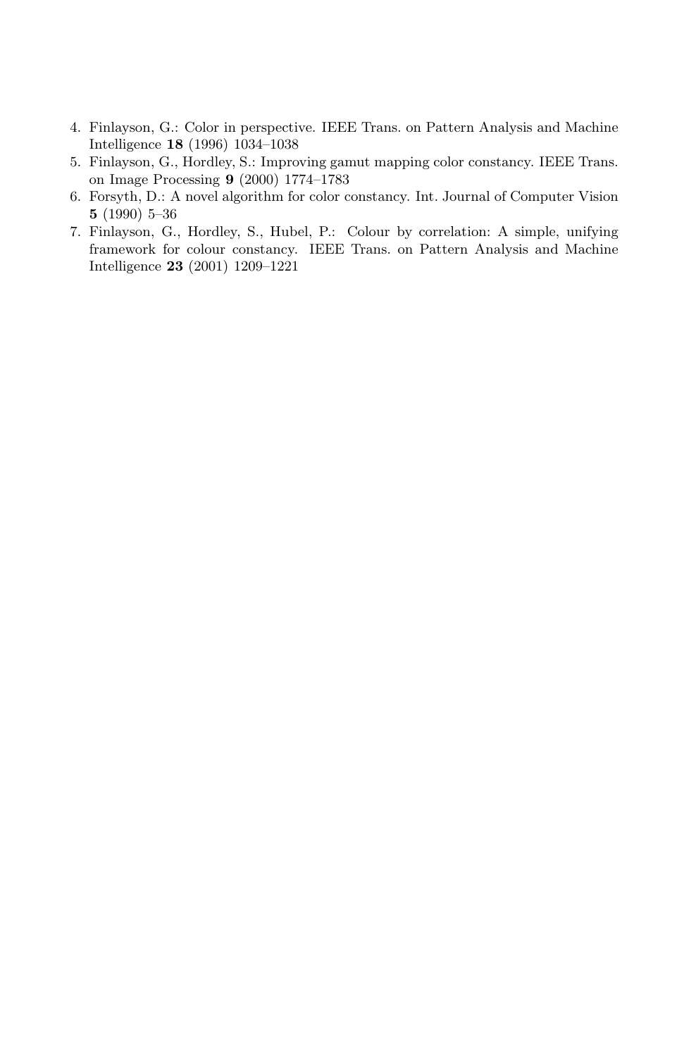4. Finlayson, G.: Color in perspective. IEEE Trans. on Pattern Analysis and Machine Intelligence **18** (1996) 1034–1038
5. Finlayson, G., Hordley, S.: Improving gamut mapping color constancy. IEEE Trans. on Image Processing **9** (2000) 1774–1783
6. Forsyth, D.: A novel algorithm for color constancy. Int. Journal of Computer Vision **5** (1990) 5–36
7. Finlayson, G., Hordley, S., Hubel, P.: Colour by correlation: A simple, unifying framework for colour constancy. IEEE Trans. on Pattern Analysis and Machine Intelligence **23** (2001) 1209–1221